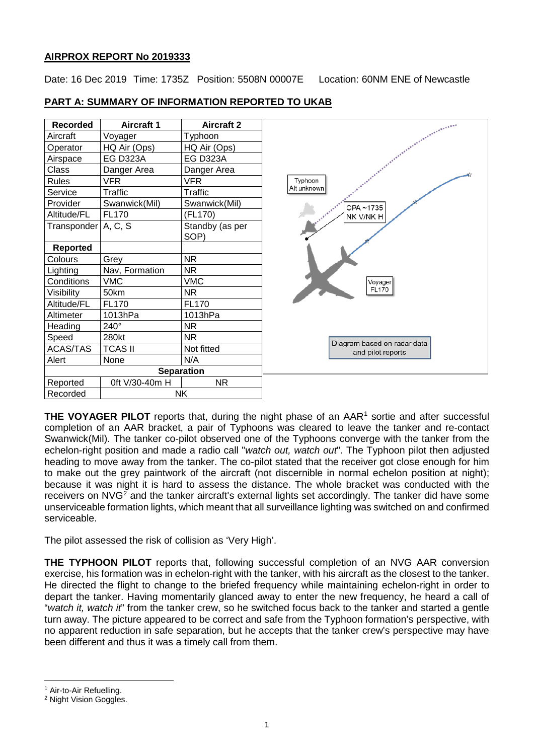**AIRPROX REPORT No 2019333**

Date: 16 Dec 2019 Time: 1735Z Position: 5508N 00007E Location: 60NM ENE of Newcastle

**PART A: SUMMARY OF INFORMATION REPORTED TO UKAB**

| Recorded | Aircraft 1 | Aircraft 2 |
|---|---|---|
| Aircraft | Voyager | Typhoon |
| Operator | HQ Air (Ops) | HQ Air (Ops) |
| Airspace | EG D323A | EG D323A |
| Class | Danger Area | Danger Area |
| Rules | VFR | VFR |
| Service | Traffic | Traffic |
| Provider | Swanwick(Mil) | Swanwick(Mil) |
| Altitude/FL | FL170 | (FL170) |
| Transponder | A, C, S | Standby (as per SOP) |
| **Reported** | | |
| Colours | Grey | NR |
| Lighting | Nav, Formation | NR |
| Conditions | VMC | VMC |
| Visibility | 50km | NR |
| Altitude/FL | FL170 | FL170 |
| Altimeter | 1013hPa | 1013hPa |
| Heading | 240° | NR |
| Speed | 280kt | NR |
| ACAS/TAS | TCAS II | Not fitted |
| Alert | None | N/A |
| **Separation** | | |
| Reported | 0ft V/30-40m H | NR |
| Recorded | NK | |

Typhoon Alt unknown

CPA ~1735 NK V/NK H

Voyager FL170

Diagram based on radar data and pilot reports

**THE VOYAGER PILOT** reports that, during the night phase of an AAR[1] sortie and after successful completion of an AAR bracket, a pair of Typhoons was cleared to leave the tanker and re-contact Swanwick(Mil). The tanker co-pilot observed one of the Typhoons converge with the tanker from the echelon-right position and made a radio call "*watch out, watch out*". The Typhoon pilot then adjusted heading to move away from the tanker. The co-pilot stated that the receiver got close enough for him to make out the grey paintwork of the aircraft (not discernible in normal echelon position at night); because it was night it is hard to assess the distance. The whole bracket was conducted with the receivers on NVG[2] and the tanker aircraft's external lights set accordingly. The tanker did have some unserviceable formation lights, which meant that all surveillance lighting was switched on and confirmed serviceable.

The pilot assessed the risk of collision as 'Very High'.

**THE TYPHOON PILOT** reports that, following successful completion of an NVG AAR conversion exercise, his formation was in echelon-right with the tanker, with his aircraft as the closest to the tanker. He directed the flight to change to the briefed frequency while maintaining echelon-right in order to depart the tanker. Having momentarily glanced away to enter the new frequency, he heard a call of "*watch it, watch it*" from the tanker crew, so he switched focus back to the tanker and started a gentle turn away. The picture appeared to be correct and safe from the Typhoon formation's perspective, with no apparent reduction in safe separation, but he accepts that the tanker crew's perspective may have been different and thus it was a timely call from them.

[1] Air-to-Air Refuelling.

[2] Night Vision Goggles.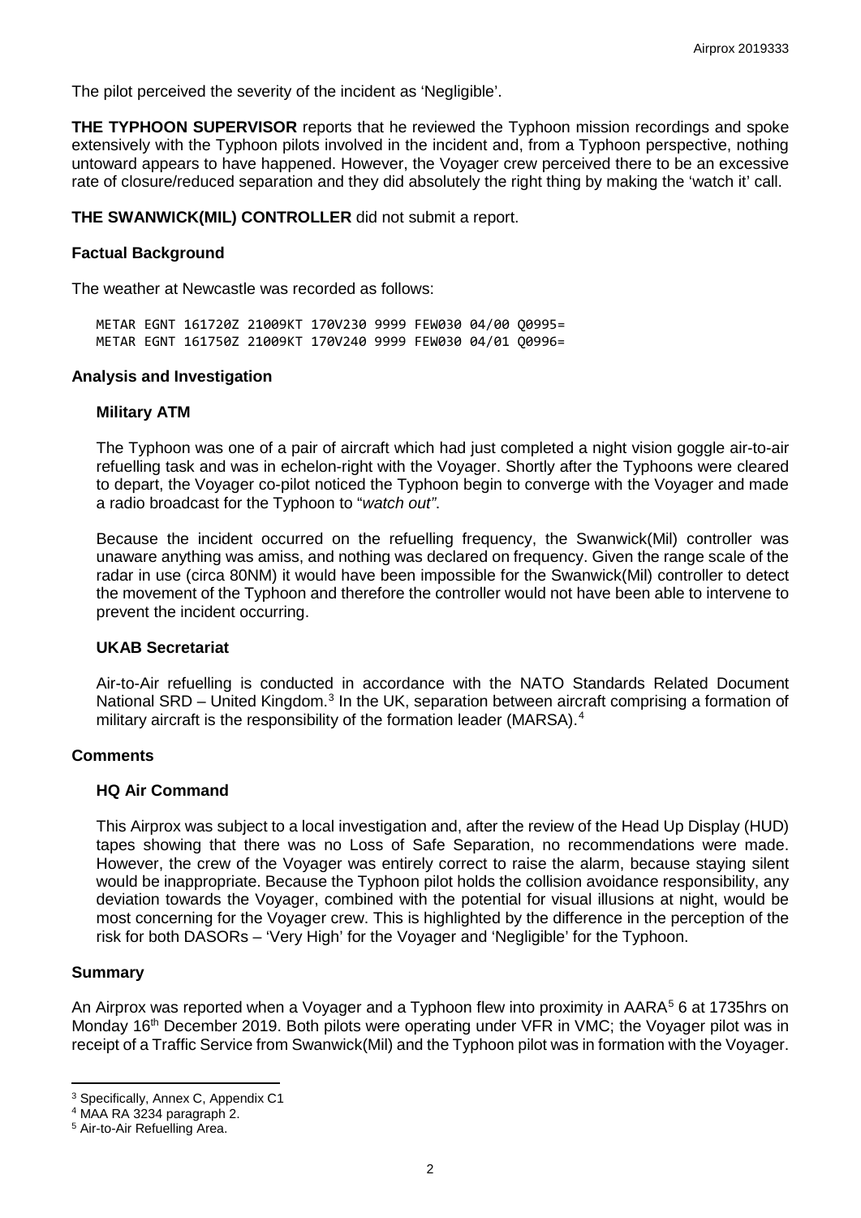The pilot perceived the severity of the incident as 'Negligible'.

**THE TYPHOON SUPERVISOR** reports that he reviewed the Typhoon mission recordings and spoke extensively with the Typhoon pilots involved in the incident and, from a Typhoon perspective, nothing untoward appears to have happened. However, the Voyager crew perceived there to be an excessive rate of closure/reduced separation and they did absolutely the right thing by making the 'watch it' call.

**THE SWANWICK(MIL) CONTROLLER** did not submit a report.

## Factual Background

The weather at Newcastle was recorded as follows:

```
METAR EGNT 161720Z 21009KT 170V230 9999 FEW030 04/00 Q0995=
METAR EGNT 161750Z 21009KT 170V240 9999 FEW030 04/01 Q0996=
```

## Analysis and Investigation

### Military ATM

The Typhoon was one of a pair of aircraft which had just completed a night vision goggle air-to-air refuelling task and was in echelon-right with the Voyager. Shortly after the Typhoons were cleared to depart, the Voyager co-pilot noticed the Typhoon begin to converge with the Voyager and made a radio broadcast for the Typhoon to "*watch out"*.

Because the incident occurred on the refuelling frequency, the Swanwick(Mil) controller was unaware anything was amiss, and nothing was declared on frequency. Given the range scale of the radar in use (circa 80NM) it would have been impossible for the Swanwick(Mil) controller to detect the movement of the Typhoon and therefore the controller would not have been able to intervene to prevent the incident occurring.

### UKAB Secretariat

Air-to-Air refuelling is conducted in accordance with the NATO Standards Related Document National SRD – United Kingdom.[3] In the UK, separation between aircraft comprising a formation of military aircraft is the responsibility of the formation leader (MARSA).[4]

## Comments

### HQ Air Command

This Airprox was subject to a local investigation and, after the review of the Head Up Display (HUD) tapes showing that there was no Loss of Safe Separation, no recommendations were made. However, the crew of the Voyager was entirely correct to raise the alarm, because staying silent would be inappropriate. Because the Typhoon pilot holds the collision avoidance responsibility, any deviation towards the Voyager, combined with the potential for visual illusions at night, would be most concerning for the Voyager crew. This is highlighted by the difference in the perception of the risk for both DASORs – 'Very High' for the Voyager and 'Negligible' for the Typhoon.

## Summary

An Airprox was reported when a Voyager and a Typhoon flew into proximity in AARA[5] 6 at 1735hrs on Monday 16th December 2019. Both pilots were operating under VFR in VMC; the Voyager pilot was in receipt of a Traffic Service from Swanwick(Mil) and the Typhoon pilot was in formation with the Voyager.

---

[3] Specifically, Annex C, Appendix C1

[4] MAA RA 3234 paragraph 2.

[5] Air-to-Air Refuelling Area.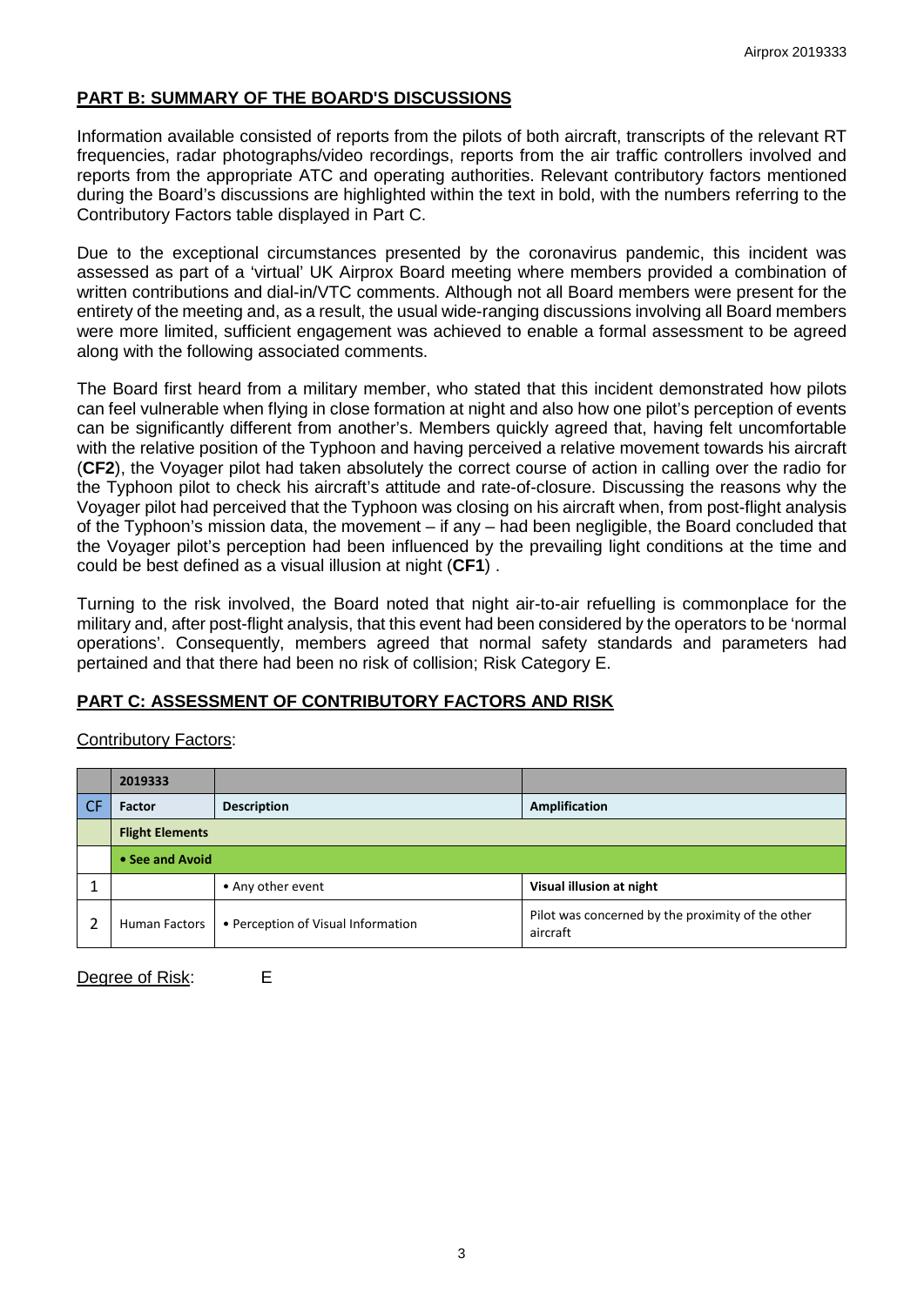## PART B: SUMMARY OF THE BOARD'S DISCUSSIONS

Information available consisted of reports from the pilots of both aircraft, transcripts of the relevant RT frequencies, radar photographs/video recordings, reports from the air traffic controllers involved and reports from the appropriate ATC and operating authorities. Relevant contributory factors mentioned during the Board's discussions are highlighted within the text in bold, with the numbers referring to the Contributory Factors table displayed in Part C.

Due to the exceptional circumstances presented by the coronavirus pandemic, this incident was assessed as part of a 'virtual' UK Airprox Board meeting where members provided a combination of written contributions and dial-in/VTC comments. Although not all Board members were present for the entirety of the meeting and, as a result, the usual wide-ranging discussions involving all Board members were more limited, sufficient engagement was achieved to enable a formal assessment to be agreed along with the following associated comments.

The Board first heard from a military member, who stated that this incident demonstrated how pilots can feel vulnerable when flying in close formation at night and also how one pilot's perception of events can be significantly different from another's. Members quickly agreed that, having felt uncomfortable with the relative position of the Typhoon and having perceived a relative movement towards his aircraft (**CF2**), the Voyager pilot had taken absolutely the correct course of action in calling over the radio for the Typhoon pilot to check his aircraft's attitude and rate-of-closure. Discussing the reasons why the Voyager pilot had perceived that the Typhoon was closing on his aircraft when, from post-flight analysis of the Typhoon's mission data, the movement – if any – had been negligible, the Board concluded that the Voyager pilot's perception had been influenced by the prevailing light conditions at the time and could be best defined as a visual illusion at night (**CF1**) .

Turning to the risk involved, the Board noted that night air-to-air refuelling is commonplace for the military and, after post-flight analysis, that this event had been considered by the operators to be 'normal operations'. Consequently, members agreed that normal safety standards and parameters had pertained and that there had been no risk of collision; Risk Category E.

## PART C: ASSESSMENT OF CONTRIBUTORY FACTORS AND RISK

Contributory Factors:

| | 2019333 | | |
|---|---|---|---|
| CF | Factor | Description | Amplification |
| | **Flight Elements** | | |
| | **• See and Avoid** | | |
| 1 | | • Any other event | Visual illusion at night |
| 2 | Human Factors | • Perception of Visual Information | Pilot was concerned by the proximity of the other aircraft |

Degree of Risk: E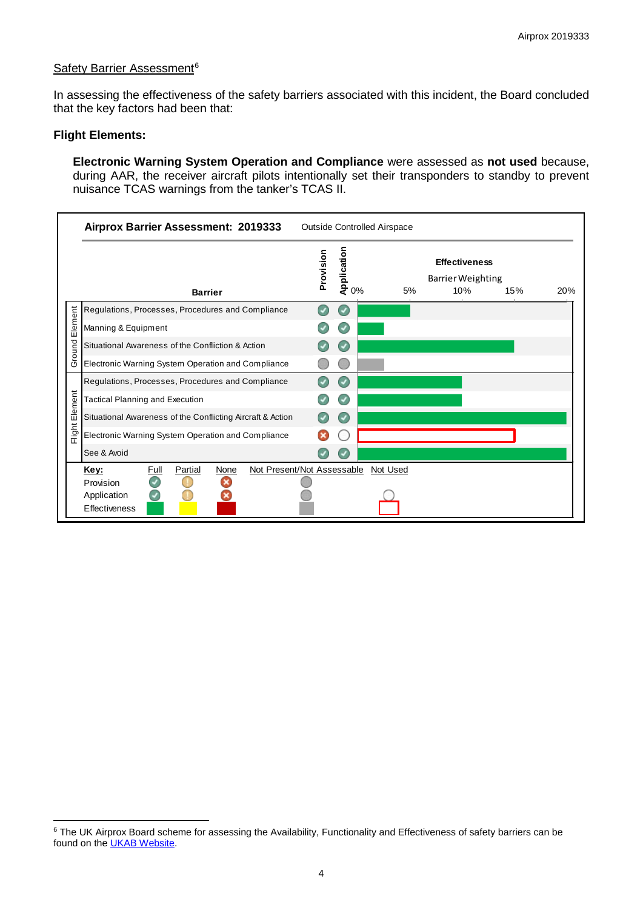## Safety Barrier Assessment[6]

In assessing the effectiveness of the safety barriers associated with this incident, the Board concluded that the key factors had been that:

### Flight Elements:

**Electronic Warning System Operation and Compliance** were assessed as **not used** because, during AAR, the receiver aircraft pilots intentionally set their transponders to standby to prevent nuisance TCAS warnings from the tanker's TCAS II.

**Airprox Barrier Assessment: 2019333** Outside Controlled Airspace

Barrier

Provision

Application

Effectiveness

Barrier Weighting

0%

5%

10%

15%

20%

Ground Element

Regulations, Processes, Procedures and Compliance

Manning & Equipment

Situational Awareness of the Confliction & Action

Electronic Warning System Operation and Compliance

Flight Element

Regulations, Processes, Procedures and Compliance

Tactical Planning and Execution

Situational Awareness of the Conflicting Aircraft & Action

Electronic Warning System Operation and Compliance

See & Avoid

Key: Full Partial None Not Present/Not Assessable Not Used

Provision

Application

Effectiveness

[6] The UK Airprox Board scheme for assessing the Availability, Functionality and Effectiveness of safety barriers can be found on the UKAB Website.